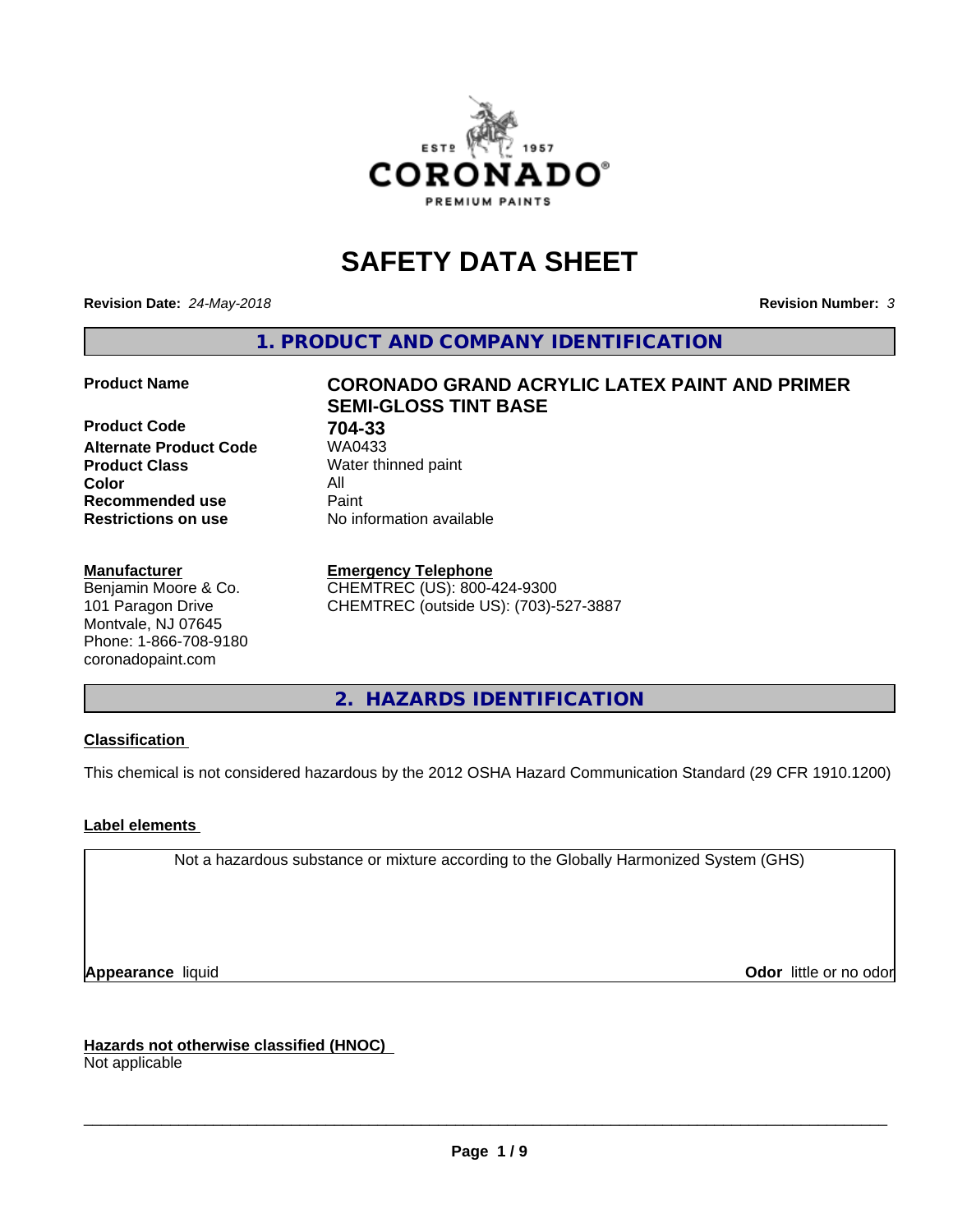# SAFETY DATA SHEET

**Revision Date:** *24-May-2018*

**Revision Number:** *3*

## 1. PRODUCT AND COMPANY IDENTIFICATION

| | |
|---|---|
| **Product Name** | **CORONADO GRAND ACRYLIC LATEX PAINT AND PRIMER SEMI-GLOSS TINT BASE** |
| **Product Code** | **704-33** |
| **Alternate Product Code** | WA0433 |
| **Product Class** | Water thinned paint |
| **Color** | All |
| **Recommended use** | Paint |
| **Restrictions on use** | No information available |

**Manufacturer**
Benjamin Moore & Co.
101 Paragon Drive
Montvale, NJ 07645
Phone: 1-866-708-9180
coronadopaint.com

**Emergency Telephone**
CHEMTREC (US): 800-424-9300
CHEMTREC (outside US): (703)-527-3887

## 2. HAZARDS IDENTIFICATION

**Classification**

This chemical is not considered hazardous by the 2012 OSHA Hazard Communication Standard (29 CFR 1910.1200)

**Label elements**

Not a hazardous substance or mixture according to the Globally Harmonized System (GHS)

**Appearance** liquid

**Odor** little or no odor

**Hazards not otherwise classified (HNOC)**
Not applicable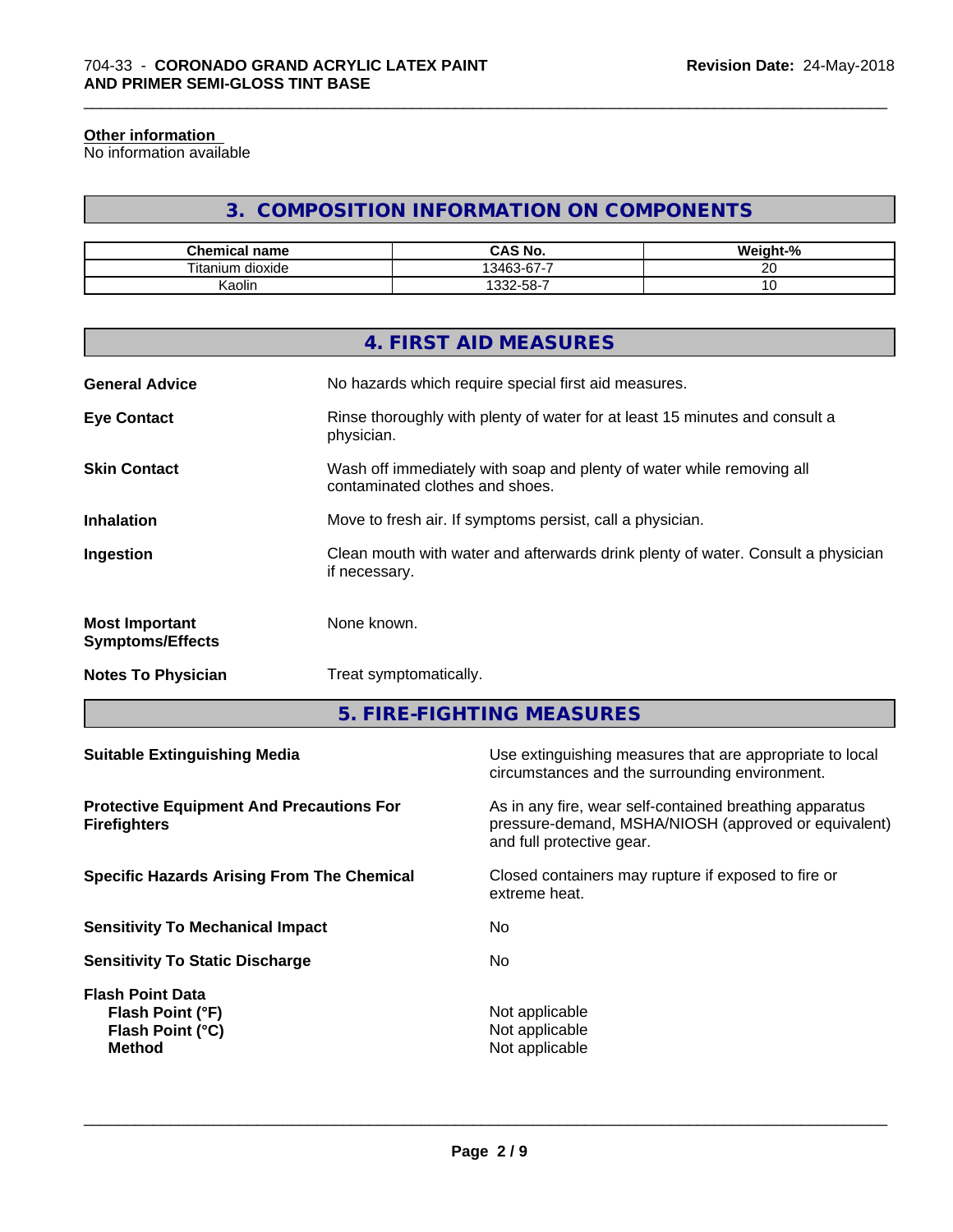**Other information**
No information available

## 3. COMPOSITION INFORMATION ON COMPONENTS

| Chemical name | CAS No. | Weight-% |
| --- | --- | --- |
| Titanium dioxide | 13463-67-7 | 20 |
| Kaolin | 1332-58-7 | 10 |

## 4. FIRST AID MEASURES

**General Advice** No hazards which require special first aid measures.

**Eye Contact** Rinse thoroughly with plenty of water for at least 15 minutes and consult a physician.

**Skin Contact** Wash off immediately with soap and plenty of water while removing all contaminated clothes and shoes.

**Inhalation** Move to fresh air. If symptoms persist, call a physician.

**Ingestion** Clean mouth with water and afterwards drink plenty of water. Consult a physician if necessary.

**Most Important Symptoms/Effects** None known.

**Notes To Physician** Treat symptomatically.

## 5. FIRE-FIGHTING MEASURES

**Suitable Extinguishing Media** Use extinguishing measures that are appropriate to local circumstances and the surrounding environment.

**Protective Equipment And Precautions For Firefighters** As in any fire, wear self-contained breathing apparatus pressure-demand, MSHA/NIOSH (approved or equivalent) and full protective gear.

**Specific Hazards Arising From The Chemical** Closed containers may rupture if exposed to fire or extreme heat.

**Sensitivity To Mechanical Impact** No

**Sensitivity To Static Discharge** No

**Flash Point Data**
**Flash Point (°F)** Not applicable
**Flash Point (°C)** Not applicable
**Method** Not applicable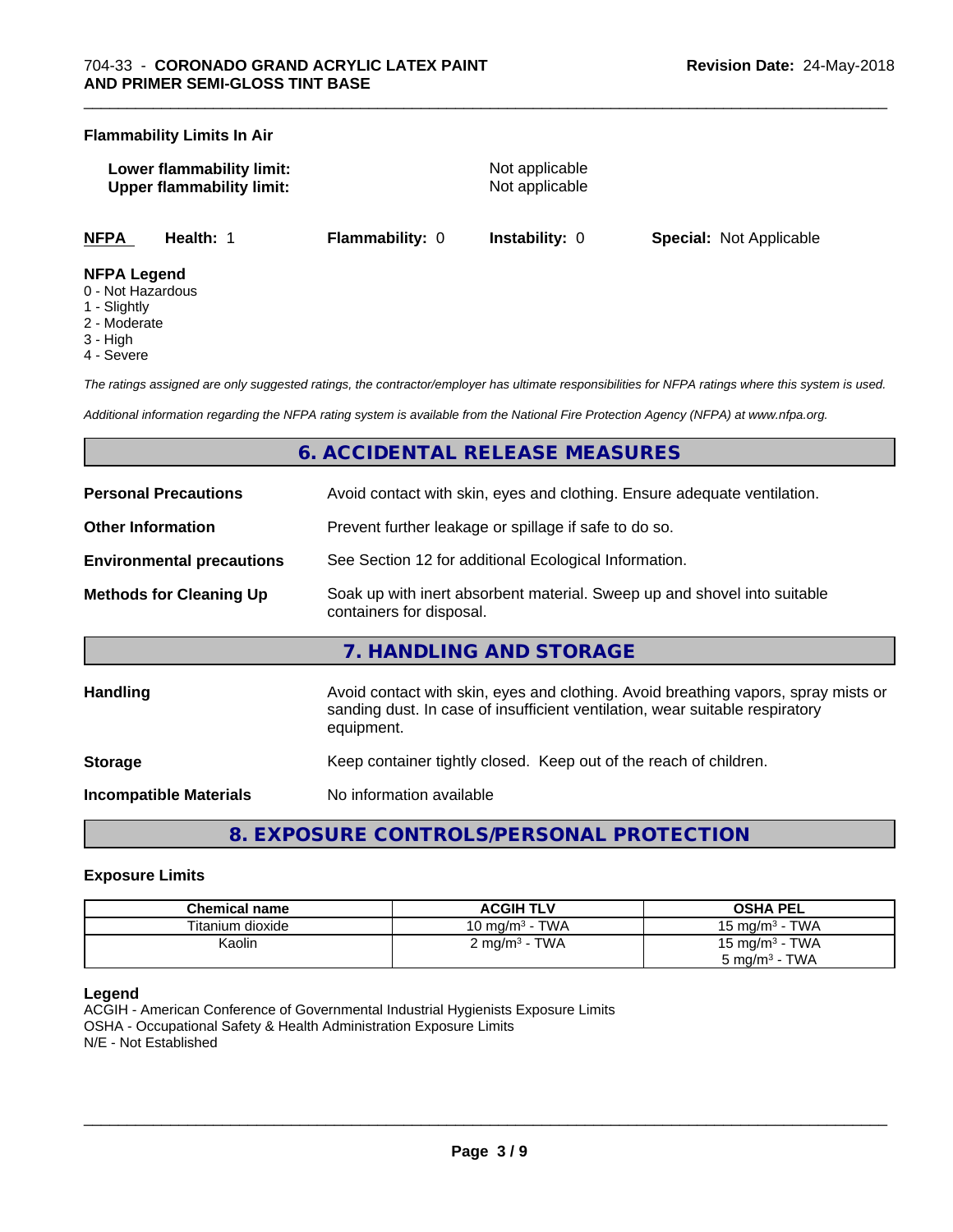**Flammability Limits In Air**

**Lower flammability limit:** Not applicable
**Upper flammability limit:** Not applicable

| **NFPA** | **Health:** 1 | **Flammability:** 0 | **Instability:** 0 | **Special:** Not Applicable |
|---|---|---|---|---|

**NFPA Legend**
0 - Not Hazardous
1 - Slightly
2 - Moderate
3 - High
4 - Severe

*The ratings assigned are only suggested ratings, the contractor/employer has ultimate responsibilities for NFPA ratings where this system is used.*

*Additional information regarding the NFPA rating system is available from the National Fire Protection Agency (NFPA) at www.nfpa.org.*

## 6. ACCIDENTAL RELEASE MEASURES

**Personal Precautions** Avoid contact with skin, eyes and clothing. Ensure adequate ventilation.

**Other Information** Prevent further leakage or spillage if safe to do so.

**Environmental precautions** See Section 12 for additional Ecological Information.

**Methods for Cleaning Up** Soak up with inert absorbent material. Sweep up and shovel into suitable containers for disposal.

## 7. HANDLING AND STORAGE

**Handling** Avoid contact with skin, eyes and clothing. Avoid breathing vapors, spray mists or sanding dust. In case of insufficient ventilation, wear suitable respiratory equipment.

**Storage** Keep container tightly closed. Keep out of the reach of children.

**Incompatible Materials** No information available

## 8. EXPOSURE CONTROLS/PERSONAL PROTECTION

### Exposure Limits

| Chemical name | ACGIH TLV | OSHA PEL |
|---|---|---|
| Titanium dioxide | 10 mg/m$^3$ - TWA | 15 mg/m$^3$ - TWA |
| Kaolin | 2 mg/m$^3$ - TWA | 15 mg/m$^3$ - TWA<br>5 mg/m$^3$ - TWA |

**Legend**
ACGIH - American Conference of Governmental Industrial Hygienists Exposure Limits
OSHA - Occupational Safety & Health Administration Exposure Limits
N/E - Not Established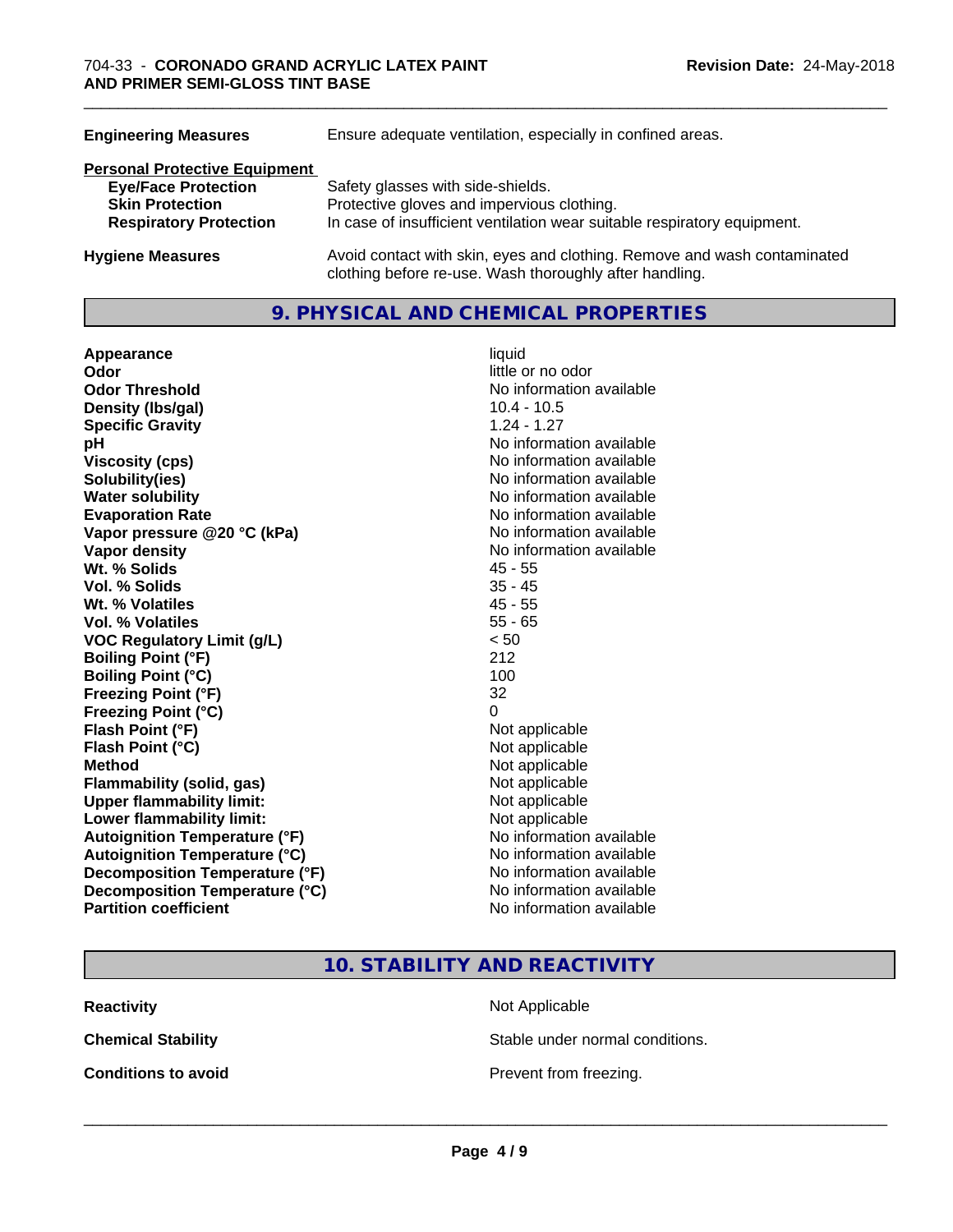| | |
|---|---|
| **Engineering Measures** | Ensure adequate ventilation, especially in confined areas. |

**Personal Protective Equipment**

| | |
|---|---|
| **Eye/Face Protection** | Safety glasses with side-shields. |
| **Skin Protection** | Protective gloves and impervious clothing. |
| **Respiratory Protection** | In case of insufficient ventilation wear suitable respiratory equipment. |
| **Hygiene Measures** | Avoid contact with skin, eyes and clothing. Remove and wash contaminated clothing before re-use. Wash thoroughly after handling. |

## 9. PHYSICAL AND CHEMICAL PROPERTIES

| | |
|---|---|
| **Appearance** | liquid |
| **Odor** | little or no odor |
| **Odor Threshold** | No information available |
| **Density (lbs/gal)** | 10.4 - 10.5 |
| **Specific Gravity** | 1.24 - 1.27 |
| **pH** | No information available |
| **Viscosity (cps)** | No information available |
| **Solubility(ies)** | No information available |
| **Water solubility** | No information available |
| **Evaporation Rate** | No information available |
| **Vapor pressure @20 °C (kPa)** | No information available |
| **Vapor density** | No information available |
| **Wt. % Solids** | 45 - 55 |
| **Vol. % Solids** | 35 - 45 |
| **Wt. % Volatiles** | 45 - 55 |
| **Vol. % Volatiles** | 55 - 65 |
| **VOC Regulatory Limit (g/L)** | < 50 |
| **Boiling Point (°F)** | 212 |
| **Boiling Point (°C)** | 100 |
| **Freezing Point (°F)** | 32 |
| **Freezing Point (°C)** | 0 |
| **Flash Point (°F)** | Not applicable |
| **Flash Point (°C)** | Not applicable |
| **Method** | Not applicable |
| **Flammability (solid, gas)** | Not applicable |
| **Upper flammability limit:** | Not applicable |
| **Lower flammability limit:** | Not applicable |
| **Autoignition Temperature (°F)** | No information available |
| **Autoignition Temperature (°C)** | No information available |
| **Decomposition Temperature (°F)** | No information available |
| **Decomposition Temperature (°C)** | No information available |
| **Partition coefficient** | No information available |

## 10. STABILITY AND REACTIVITY

| | |
|---|---|
| **Reactivity** | Not Applicable |
| **Chemical Stability** | Stable under normal conditions. |
| **Conditions to avoid** | Prevent from freezing. |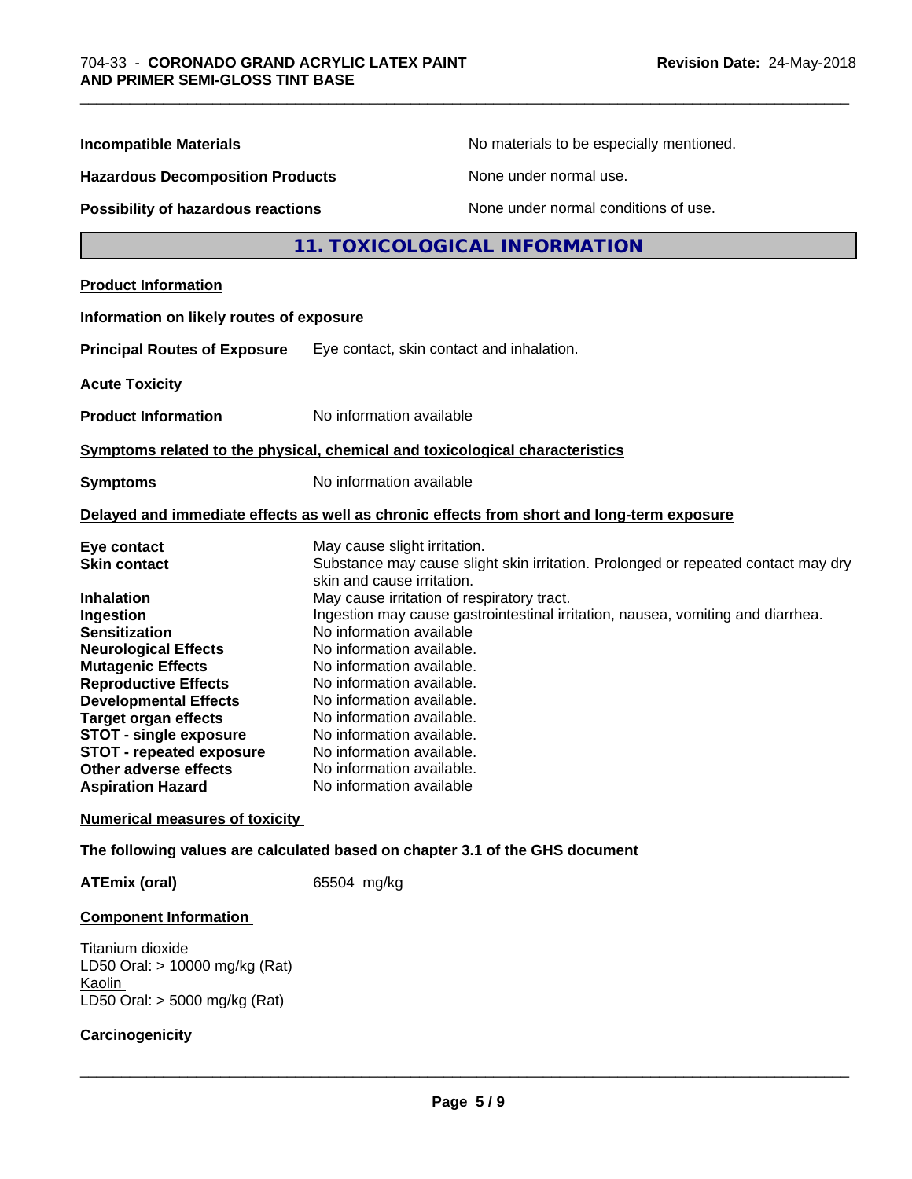**Incompatible Materials** No materials to be especially mentioned.

**Hazardous Decomposition Products** None under normal use.

**Possibility of hazardous reactions** None under normal conditions of use.

## 11. TOXICOLOGICAL INFORMATION

**Product Information**

**Information on likely routes of exposure**

**Principal Routes of Exposure** Eye contact, skin contact and inhalation.

**Acute Toxicity**

**Product Information** No information available

**Symptoms related to the physical, chemical and toxicological characteristics**

**Symptoms** No information available

**Delayed and immediate effects as well as chronic effects from short and long-term exposure**

| | |
|---|---|
| **Eye contact** | May cause slight irritation. |
| **Skin contact** | Substance may cause slight skin irritation. Prolonged or repeated contact may dry skin and cause irritation. |
| **Inhalation** | May cause irritation of respiratory tract. |
| **Ingestion** | Ingestion may cause gastrointestinal irritation, nausea, vomiting and diarrhea. |
| **Sensitization** | No information available |
| **Neurological Effects** | No information available. |
| **Mutagenic Effects** | No information available. |
| **Reproductive Effects** | No information available. |
| **Developmental Effects** | No information available. |
| **Target organ effects** | No information available. |
| **STOT - single exposure** | No information available. |
| **STOT - repeated exposure** | No information available. |
| **Other adverse effects** | No information available. |
| **Aspiration Hazard** | No information available |

**Numerical measures of toxicity**

**The following values are calculated based on chapter 3.1 of the GHS document**

**ATEmix (oral)** 65504 mg/kg

**Component Information**

Titanium dioxide
LD50 Oral: > 10000 mg/kg (Rat)
Kaolin
LD50 Oral: > 5000 mg/kg (Rat)

**Carcinogenicity**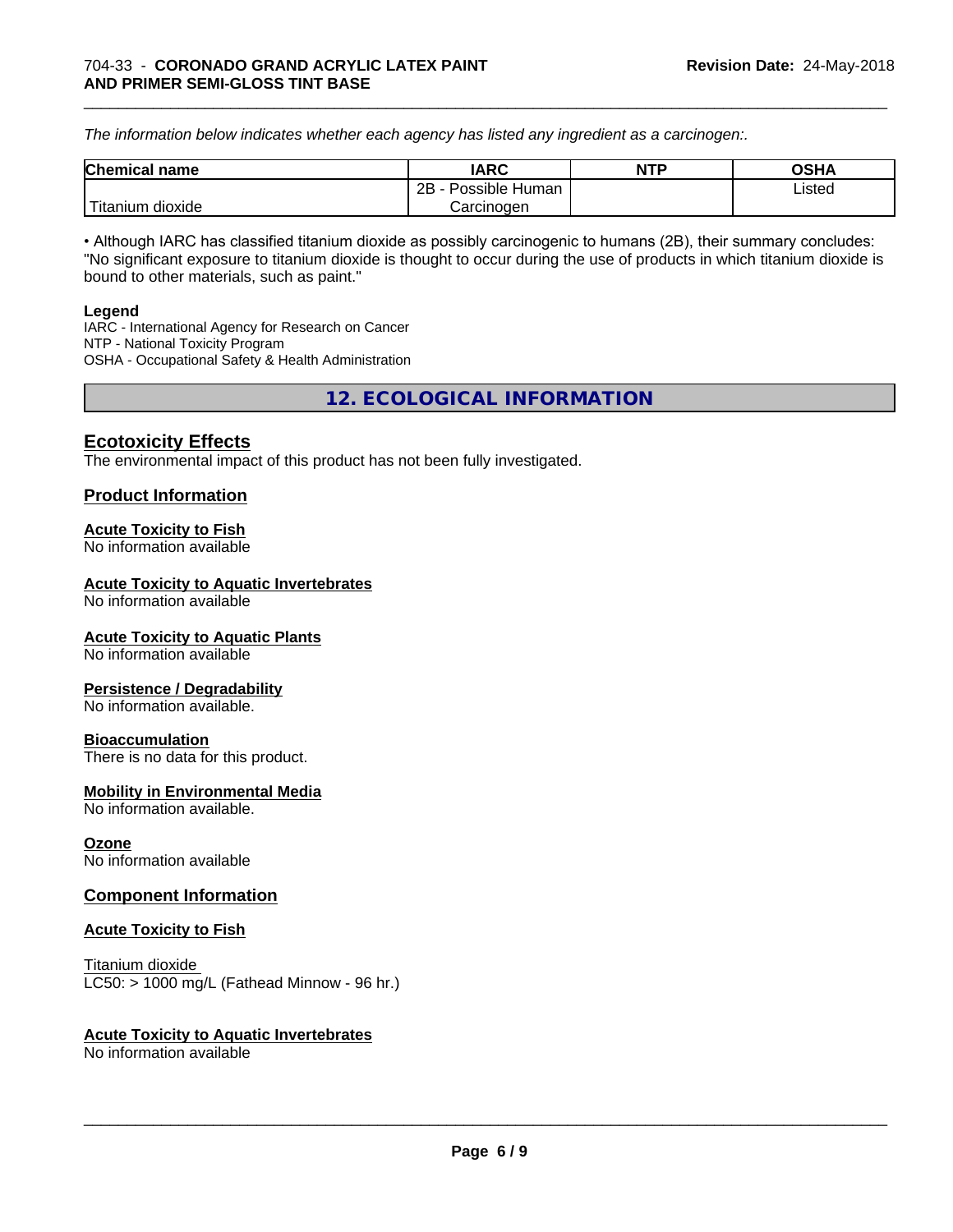*The information below indicates whether each agency has listed any ingredient as a carcinogen:.*

| Chemical name | IARC | NTP | OSHA |
| --- | --- | --- | --- |
| Titanium dioxide | 2B - Possible Human Carcinogen | | Listed |

• Although IARC has classified titanium dioxide as possibly carcinogenic to humans (2B), their summary concludes: "No significant exposure to titanium dioxide is thought to occur during the use of products in which titanium dioxide is bound to other materials, such as paint."

**Legend**
IARC - International Agency for Research on Cancer
NTP - National Toxicity Program
OSHA - Occupational Safety & Health Administration

## 12. ECOLOGICAL INFORMATION

### Ecotoxicity Effects
The environmental impact of this product has not been fully investigated.

### Product Information

**Acute Toxicity to Fish**
No information available

**Acute Toxicity to Aquatic Invertebrates**
No information available

**Acute Toxicity to Aquatic Plants**
No information available

**Persistence / Degradability**
No information available.

**Bioaccumulation**
There is no data for this product.

**Mobility in Environmental Media**
No information available.

**Ozone**
No information available

### Component Information

**Acute Toxicity to Fish**

Titanium dioxide
LC50: > 1000 mg/L (Fathead Minnow - 96 hr.)

**Acute Toxicity to Aquatic Invertebrates**
No information available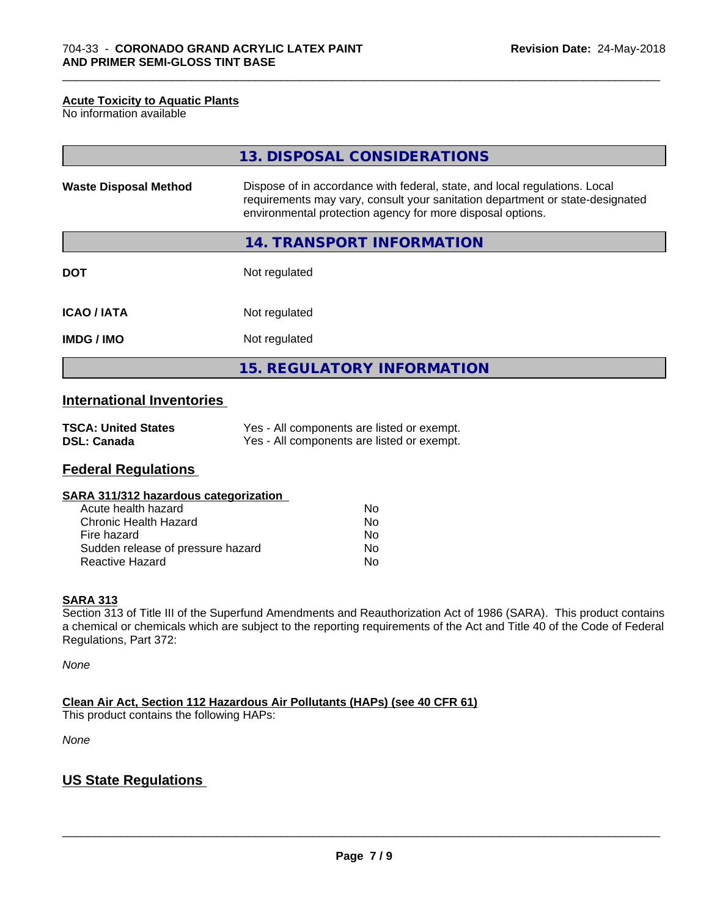**Acute Toxicity to Aquatic Plants**
No information available

## 13. DISPOSAL CONSIDERATIONS

| | |
|---|---|
| **Waste Disposal Method** | Dispose of in accordance with federal, state, and local regulations. Local requirements may vary, consult your sanitation department or state-designated environmental protection agency for more disposal options. |

## 14. TRANSPORT INFORMATION

| | |
|---|---|
| **DOT** | Not regulated |
| **ICAO / IATA** | Not regulated |
| **IMDG / IMO** | Not regulated |

## 15. REGULATORY INFORMATION

### International Inventories

| | |
|---|---|
| **TSCA: United States** | Yes - All components are listed or exempt. |
| **DSL: Canada** | Yes - All components are listed or exempt. |

### Federal Regulations

**SARA 311/312 hazardous categorization**

| | |
|---|---|
| Acute health hazard | No |
| Chronic Health Hazard | No |
| Fire hazard | No |
| Sudden release of pressure hazard | No |
| Reactive Hazard | No |

**SARA 313**
Section 313 of Title III of the Superfund Amendments and Reauthorization Act of 1986 (SARA). This product contains a chemical or chemicals which are subject to the reporting requirements of the Act and Title 40 of the Code of Federal Regulations, Part 372:

*None*

**Clean Air Act, Section 112 Hazardous Air Pollutants (HAPs) (see 40 CFR 61)**
This product contains the following HAPs:

*None*

### US State Regulations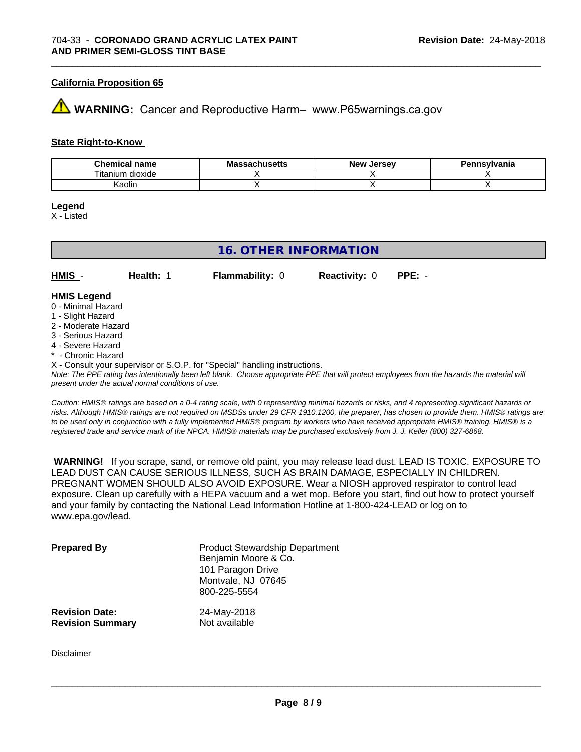### California Proposition 65

⚠ **WARNING:** Cancer and Reproductive Harm– www.P65warnings.ca.gov

### State Right-to-Know

| Chemical name | Massachusetts | New Jersey | Pennsylvania |
| --- | --- | --- | --- |
| Titanium dioxide | X | X | X |
| Kaolin | X | X | X |

**Legend**
X - Listed

## 16. OTHER INFORMATION

**HMIS** - **Health:** 1 **Flammability:** 0 **Reactivity:** 0 **PPE:** -

**HMIS Legend**
0 - Minimal Hazard
1 - Slight Hazard
2 - Moderate Hazard
3 - Serious Hazard
4 - Severe Hazard
* - Chronic Hazard
X - Consult your supervisor or S.O.P. for "Special" handling instructions.

*Note: The PPE rating has intentionally been left blank. Choose appropriate PPE that will protect employees from the hazards the material will present under the actual normal conditions of use.*

*Caution: HMIS® ratings are based on a 0-4 rating scale, with 0 representing minimal hazards or risks, and 4 representing significant hazards or risks. Although HMIS® ratings are not required on MSDSs under 29 CFR 1910.1200, the preparer, has chosen to provide them. HMIS® ratings are to be used only in conjunction with a fully implemented HMIS® program by workers who have received appropriate HMIS® training. HMIS® is a registered trade and service mark of the NPCA. HMIS® materials may be purchased exclusively from J. J. Keller (800) 327-6868.*

**WARNING!** If you scrape, sand, or remove old paint, you may release lead dust. LEAD IS TOXIC. EXPOSURE TO LEAD DUST CAN CAUSE SERIOUS ILLNESS, SUCH AS BRAIN DAMAGE, ESPECIALLY IN CHILDREN. PREGNANT WOMEN SHOULD ALSO AVOID EXPOSURE. Wear a NIOSH approved respirator to control lead exposure. Clean up carefully with a HEPA vacuum and a wet mop. Before you start, find out how to protect yourself and your family by contacting the National Lead Information Hotline at 1-800-424-LEAD or log on to www.epa.gov/lead.

**Prepared By**
Product Stewardship Department
Benjamin Moore & Co.
101 Paragon Drive
Montvale, NJ 07645
800-225-5554

**Revision Date:** 24-May-2018
**Revision Summary** Not available

Disclaimer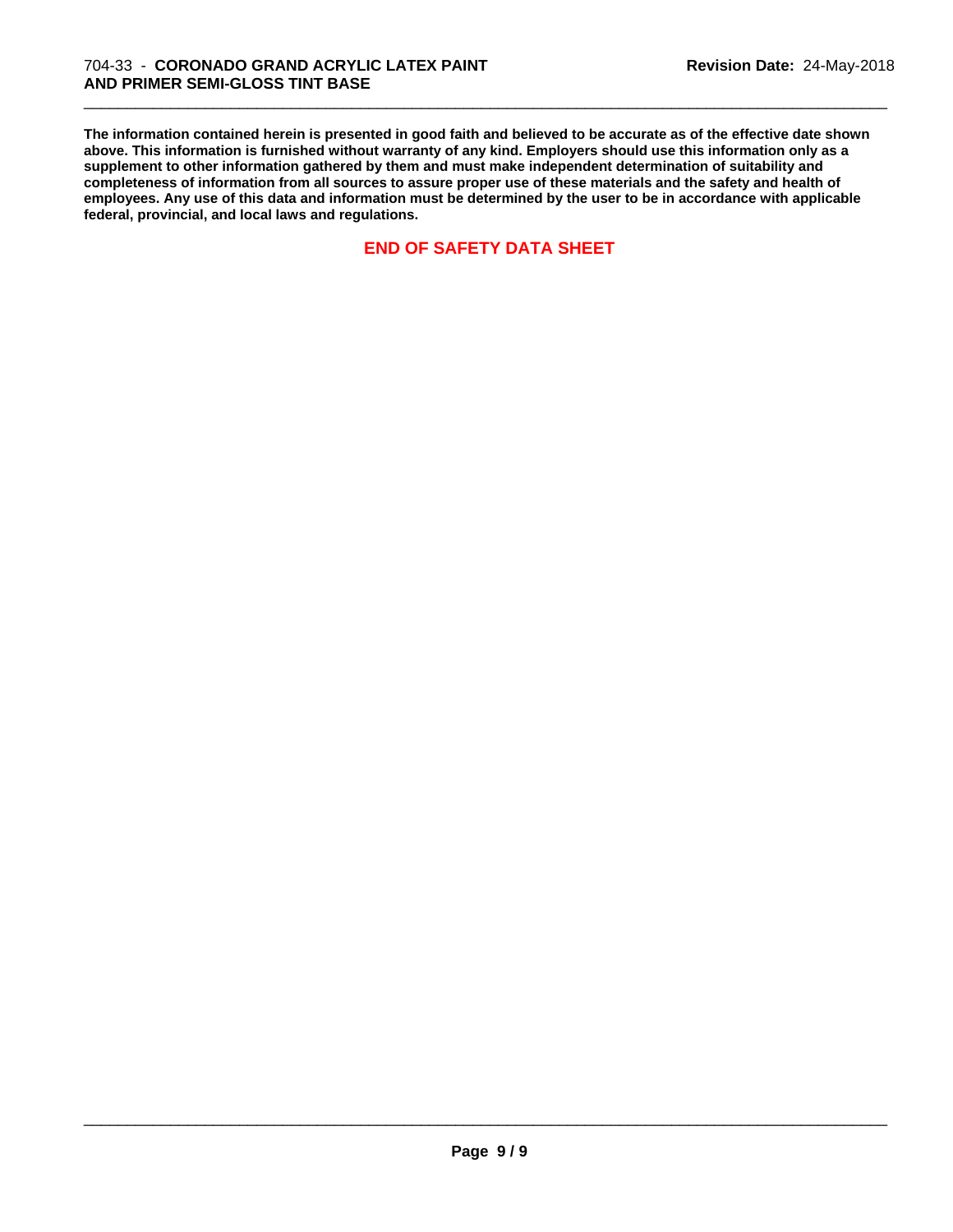**The information contained herein is presented in good faith and believed to be accurate as of the effective date shown above. This information is furnished without warranty of any kind. Employers should use this information only as a supplement to other information gathered by them and must make independent determination of suitability and completeness of information from all sources to assure proper use of these materials and the safety and health of employees. Any use of this data and information must be determined by the user to be in accordance with applicable federal, provincial, and local laws and regulations.**

**END OF SAFETY DATA SHEET**